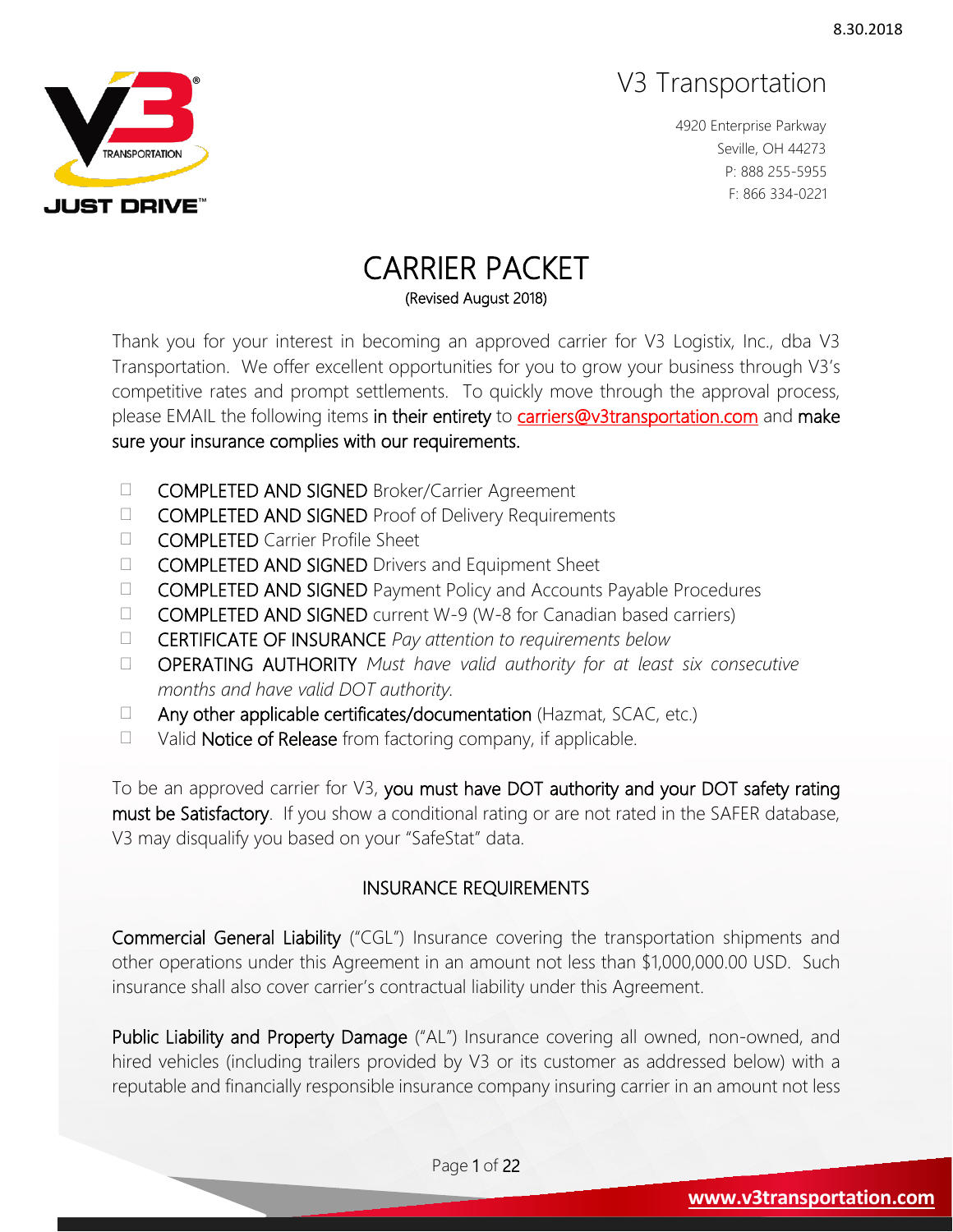8.30.2018

# V3 Transportation

4920 Enterprise Parkway
Seville, OH 44273
P: 888 255-5955
F: 866 334-0221

# CARRIER PACKET

(Revised August 2018)

Thank you for your interest in becoming an approved carrier for V3 Logistix, Inc., dba V3 Transportation. We offer excellent opportunities for you to grow your business through V3's competitive rates and prompt settlements. To quickly move through the approval process, please EMAIL the following items **in their entirety** to carriers@v3transportation.com and **make sure your insurance complies with our requirements.**

- ☐ **COMPLETED AND SIGNED** Broker/Carrier Agreement
- ☐ **COMPLETED AND SIGNED** Proof of Delivery Requirements
- ☐ **COMPLETED** Carrier Profile Sheet
- ☐ **COMPLETED AND SIGNED** Drivers and Equipment Sheet
- ☐ **COMPLETED AND SIGNED** Payment Policy and Accounts Payable Procedures
- ☐ **COMPLETED AND SIGNED** current W-9 (W-8 for Canadian based carriers)
- ☐ **CERTIFICATE OF INSURANCE** *Pay attention to requirements below*
- ☐ **OPERATING AUTHORITY** *Must have valid authority for at least six consecutive months and have valid DOT authority.*
- ☐ **Any other applicable certificates/documentation** (Hazmat, SCAC, etc.)
- ☐ Valid **Notice of Release** from factoring company, if applicable.

To be an approved carrier for V3, **you must have DOT authority and your DOT safety rating must be Satisfactory**. If you show a conditional rating or are not rated in the SAFER database, V3 may disqualify you based on your "SafeStat" data.

## INSURANCE REQUIREMENTS

**Commercial General Liability** ("CGL") Insurance covering the transportation shipments and other operations under this Agreement in an amount not less than $1,000,000.00 USD. Such insurance shall also cover carrier's contractual liability under this Agreement.

**Public Liability and Property Damage** ("AL") Insurance covering all owned, non-owned, and hired vehicles (including trailers provided by V3 or its customer as addressed below) with a reputable and financially responsible insurance company insuring carrier in an amount not less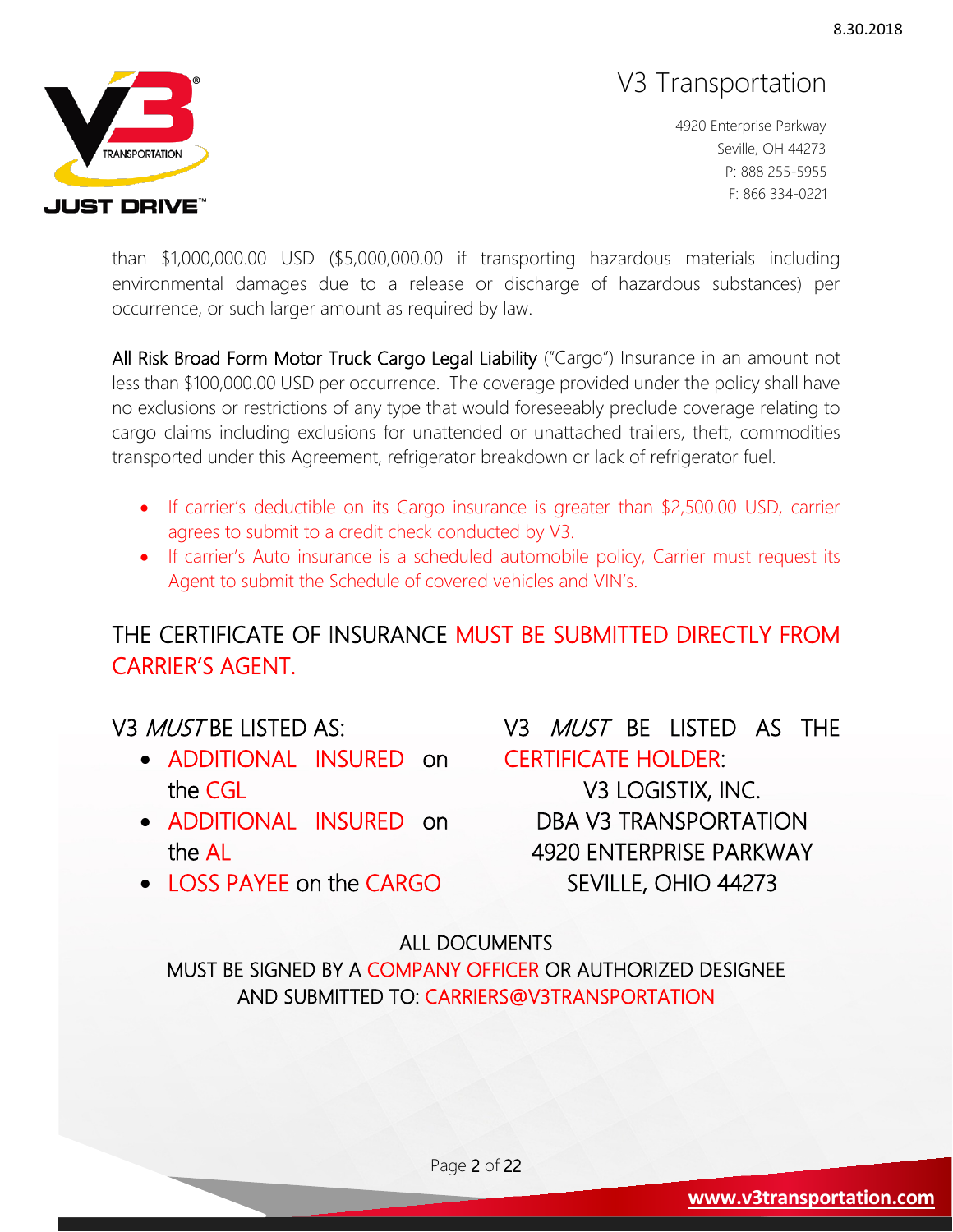than $1,000,000.00 USD ($5,000,000.00 if transporting hazardous materials including environmental damages due to a release or discharge of hazardous substances) per occurrence, or such larger amount as required by law.

All Risk Broad Form Motor Truck Cargo Legal Liability ("Cargo") Insurance in an amount not less than $100,000.00 USD per occurrence. The coverage provided under the policy shall have no exclusions or restrictions of any type that would foreseeably preclude coverage relating to cargo claims including exclusions for unattended or unattached trailers, theft, commodities transported under this Agreement, refrigerator breakdown or lack of refrigerator fuel.

- If carrier's deductible on its Cargo insurance is greater than $2,500.00 USD, carrier agrees to submit to a credit check conducted by V3.
- If carrier's Auto insurance is a scheduled automobile policy, Carrier must request its Agent to submit the Schedule of covered vehicles and VIN's.

## THE CERTIFICATE OF INSURANCE MUST BE SUBMITTED DIRECTLY FROM CARRIER'S AGENT.

V3 *MUST* BE LISTED AS:

- ADDITIONAL INSURED on the CGL
- ADDITIONAL INSURED on the AL
- LOSS PAYEE on the CARGO

V3 *MUST* BE LISTED AS THE CERTIFICATE HOLDER:

V3 LOGISTIX, INC.
DBA V3 TRANSPORTATION
4920 ENTERPRISE PARKWAY
SEVILLE, OHIO 44273

ALL DOCUMENTS
MUST BE SIGNED BY A COMPANY OFFICER OR AUTHORIZED DESIGNEE
AND SUBMITTED TO: CARRIERS@V3TRANSPORTATION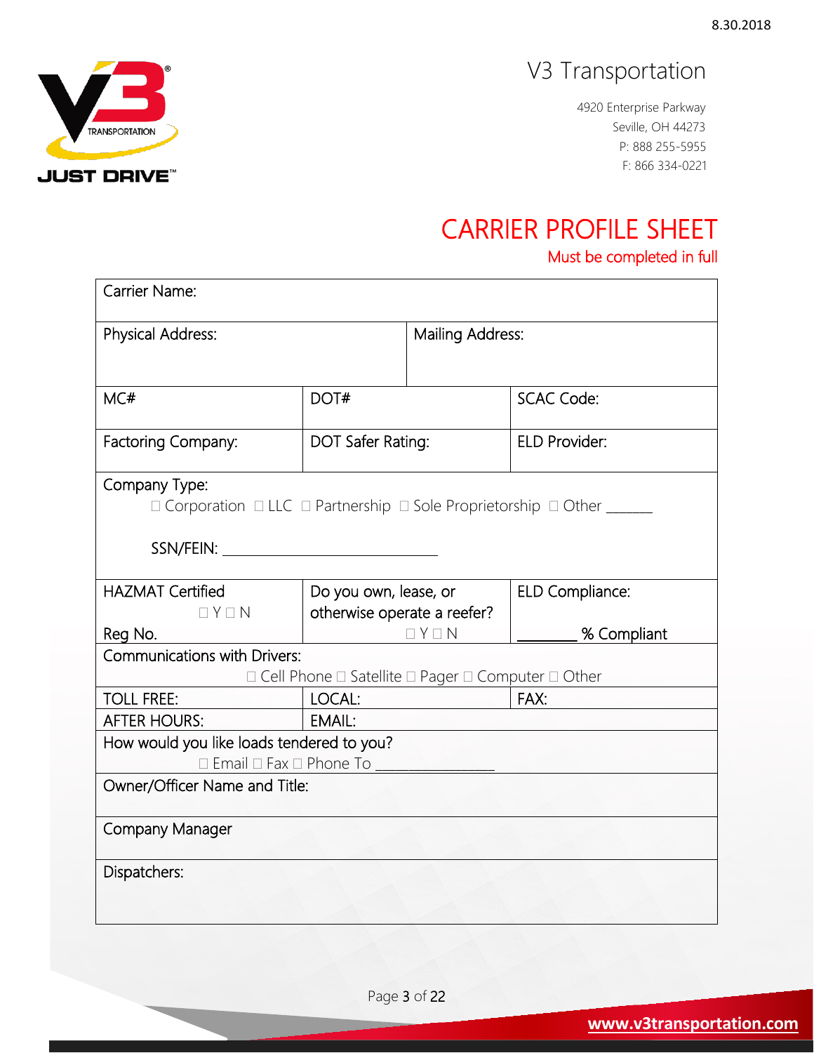8.30.2018

V3 Transportation

4920 Enterprise Parkway
Seville, OH 44273
P: 888 255-5955
F: 866 334-0221

# CARRIER PROFILE SHEET

Must be completed in full

| | | |
|---|---|---|
| Carrier Name: | | |
| Physical Address: | Mailing Address: | |
| MC# | DOT# | SCAC Code: |
| Factoring Company: | DOT Safer Rating: | ELD Provider: |
| Company Type: ☐ Corporation ☐ LLC ☐ Partnership ☐ Sole Proprietorship ☐ Other ______ SSN/FEIN: ____________________ | | |
| HAZMAT Certified ☐ Y ☐ N Reg No. | Do you own, lease, or otherwise operate a reefer? ☐ Y ☐ N | ELD Compliance: ________ % Compliant |
| Communications with Drivers: ☐ Cell Phone ☐ Satellite ☐ Pager ☐ Computer ☐ Other | | |
| TOLL FREE: | LOCAL: | FAX: |
| AFTER HOURS: | EMAIL: | |
| How would you like loads tendered to you? ☐ Email ☐ Fax ☐ Phone To ____________ | | |
| Owner/Officer Name and Title: | | |
| Company Manager | | |
| Dispatchers: | | |

www.v3transportation.com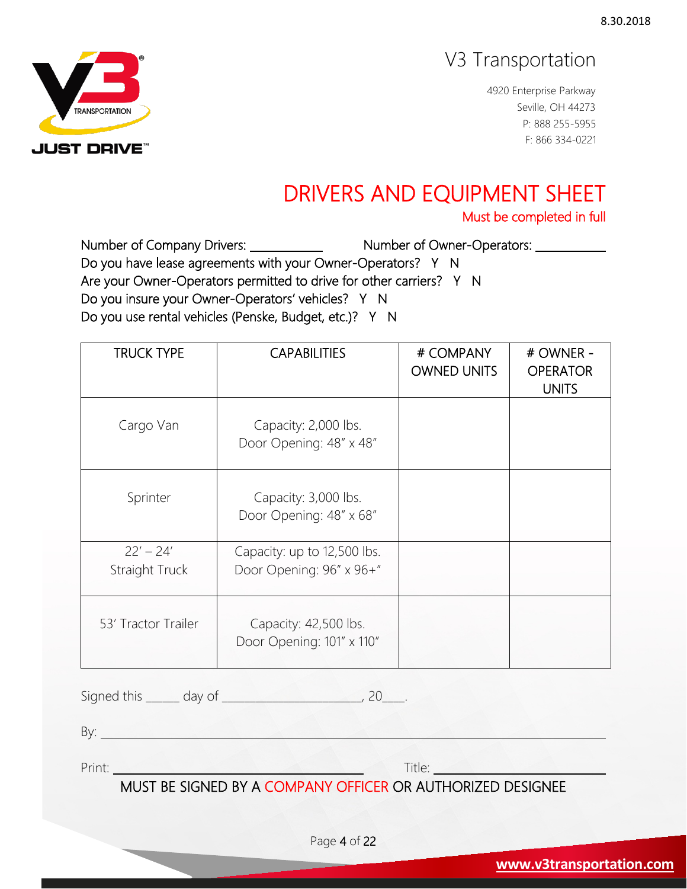8.30.2018

V3 Transportation

4920 Enterprise Parkway
Seville, OH 44273
P: 888 255-5955
F: 866 334-0221

# DRIVERS AND EQUIPMENT SHEET

Must be completed in full

Number of Company Drivers: __________ Number of Owner-Operators: __________

Do you have lease agreements with your Owner-Operators? Y N

Are your Owner-Operators permitted to drive for other carriers? Y N

Do you insure your Owner-Operators' vehicles? Y N

Do you use rental vehicles (Penske, Budget, etc.)? Y N

| TRUCK TYPE | CAPABILITIES | # COMPANY OWNED UNITS | # OWNER - OPERATOR UNITS |
|---|---|---|---|
| Cargo Van | Capacity: 2,000 lbs. Door Opening: 48" x 48" | | |
| Sprinter | Capacity: 3,000 lbs. Door Opening: 48" x 68" | | |
| 22' – 24' Straight Truck | Capacity: up to 12,500 lbs. Door Opening: 96" x 96+" | | |
| 53' Tractor Trailer | Capacity: 42,500 lbs. Door Opening: 101" x 110" | | |

Signed this _____ day of ______________________, 20___.

By: ____________________________________________

Print: ______________________________ Title: ____________________

MUST BE SIGNED BY A COMPANY OFFICER OR AUTHORIZED DESIGNEE

www.v3transportation.com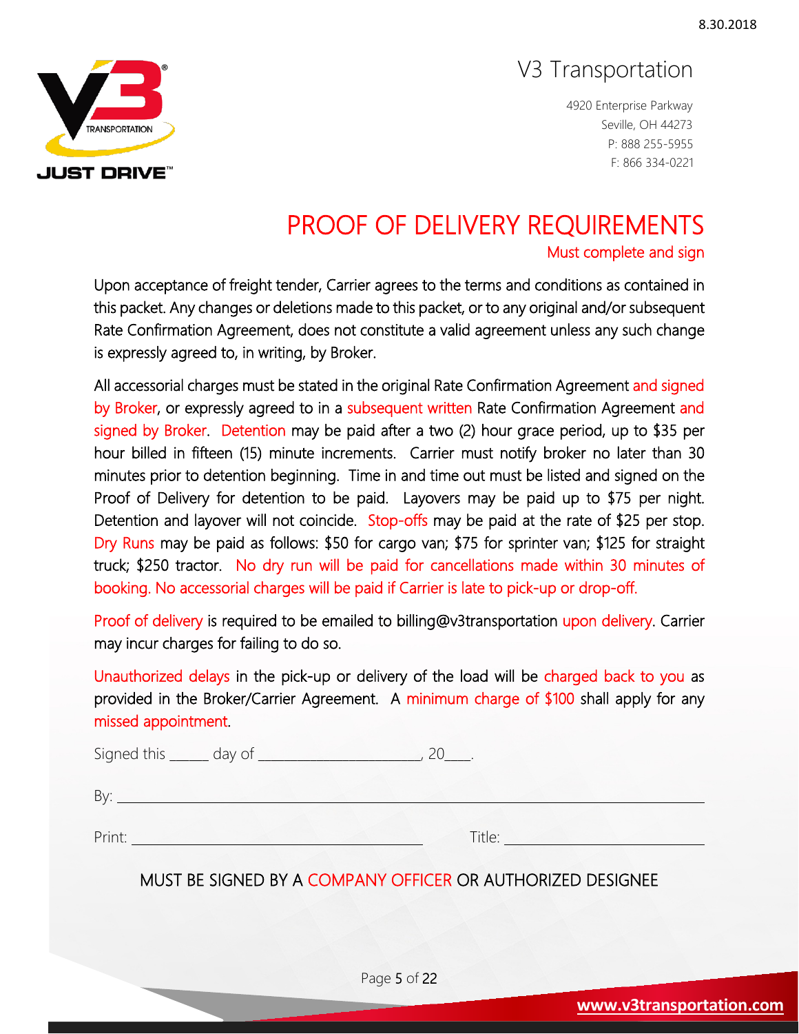8.30.2018

V3 Transportation

4920 Enterprise Parkway
Seville, OH 44273
P: 888 255-5955
F: 866 334-0221

# PROOF OF DELIVERY REQUIREMENTS

Must complete and sign

Upon acceptance of freight tender, Carrier agrees to the terms and conditions as contained in this packet. Any changes or deletions made to this packet, or to any original and/or subsequent Rate Confirmation Agreement, does not constitute a valid agreement unless any such change is expressly agreed to, in writing, by Broker.

All accessorial charges must be stated in the original Rate Confirmation Agreement and signed by Broker, or expressly agreed to in a subsequent written Rate Confirmation Agreement and signed by Broker. Detention may be paid after a two (2) hour grace period, up to $35 per hour billed in fifteen (15) minute increments. Carrier must notify broker no later than 30 minutes prior to detention beginning. Time in and time out must be listed and signed on the Proof of Delivery for detention to be paid. Layovers may be paid up to $75 per night. Detention and layover will not coincide. Stop-offs may be paid at the rate of $25 per stop. Dry Runs may be paid as follows: $50 for cargo van; $75 for sprinter van; $125 for straight truck; $250 tractor. No dry run will be paid for cancellations made within 30 minutes of booking. No accessorial charges will be paid if Carrier is late to pick-up or drop-off.

Proof of delivery is required to be emailed to billing@v3transportation upon delivery. Carrier may incur charges for failing to do so.

Unauthorized delays in the pick-up or delivery of the load will be charged back to you as provided in the Broker/Carrier Agreement. A minimum charge of $100 shall apply for any missed appointment.

Signed this _____ day of ______________________, 20___.

By: ______________________________________________________________

Print: ________________________________ Title: __________________________

MUST BE SIGNED BY A COMPANY OFFICER OR AUTHORIZED DESIGNEE

www.v3transportation.com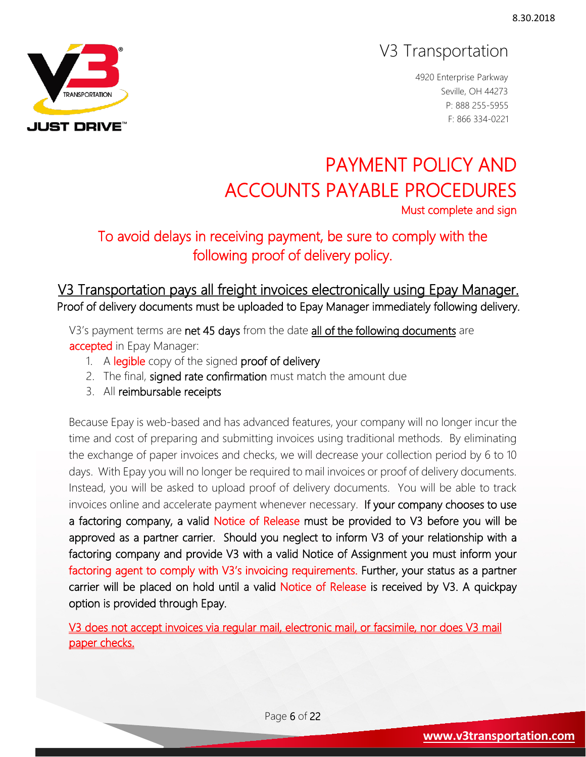8.30.2018

V3 Transportation

4920 Enterprise Parkway
Seville, OH 44273
P: 888 255-5955
F: 866 334-0221

# PAYMENT POLICY AND ACCOUNTS PAYABLE PROCEDURES

Must complete and sign

## To avoid delays in receiving payment, be sure to comply with the following proof of delivery policy.

### V3 Transportation pays all freight invoices electronically using Epay Manager.

Proof of delivery documents must be uploaded to Epay Manager immediately following delivery.

V3's payment terms are **net 45 days** from the date all of the following documents are accepted in Epay Manager:

1. A legible copy of the signed **proof of delivery**
2. The final, **signed rate confirmation** must match the amount due
3. All **reimbursable receipts**

Because Epay is web-based and has advanced features, your company will no longer incur the time and cost of preparing and submitting invoices using traditional methods. By eliminating the exchange of paper invoices and checks, we will decrease your collection period by 6 to 10 days. With Epay you will no longer be required to mail invoices or proof of delivery documents. Instead, you will be asked to upload proof of delivery documents. You will be able to track invoices online and accelerate payment whenever necessary. If your company chooses to use a factoring company, a valid Notice of Release must be provided to V3 before you will be approved as a partner carrier. Should you neglect to inform V3 of your relationship with a factoring company and provide V3 with a valid Notice of Assignment you must inform your factoring agent to comply with V3's invoicing requirements. Further, your status as a partner carrier will be placed on hold until a valid Notice of Release is received by V3. A quickpay option is provided through Epay.

V3 does not accept invoices via regular mail, electronic mail, or facsimile, nor does V3 mail paper checks.

www.v3transportation.com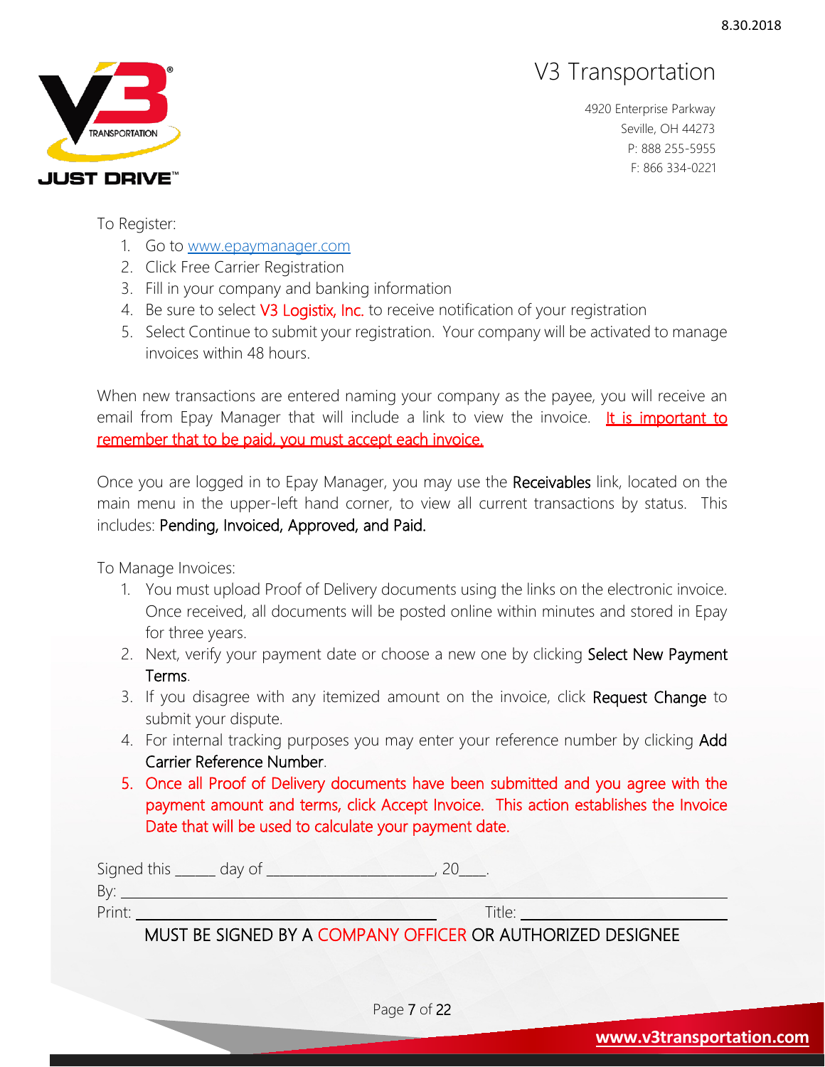8.30.2018

# V3 Transportation

4920 Enterprise Parkway
Seville, OH 44273
P: 888 255-5955
F: 866 334-0221

To Register:

1. Go to www.epaymanager.com
2. Click Free Carrier Registration
3. Fill in your company and banking information
4. Be sure to select V3 Logistix, Inc. to receive notification of your registration
5. Select Continue to submit your registration. Your company will be activated to manage invoices within 48 hours.

When new transactions are entered naming your company as the payee, you will receive an email from Epay Manager that will include a link to view the invoice. It is important to remember that to be paid, you must accept each invoice.

Once you are logged in to Epay Manager, you may use the **Receivables** link, located on the main menu in the upper-left hand corner, to view all current transactions by status. This includes: **Pending, Invoiced, Approved, and Paid.**

To Manage Invoices:

1. You must upload Proof of Delivery documents using the links on the electronic invoice. Once received, all documents will be posted online within minutes and stored in Epay for three years.
2. Next, verify your payment date or choose a new one by clicking **Select New Payment Terms**.
3. If you disagree with any itemized amount on the invoice, click **Request Change** to submit your dispute.
4. For internal tracking purposes you may enter your reference number by clicking **Add Carrier Reference Number**.
5. Once all Proof of Delivery documents have been submitted and you agree with the payment amount and terms, click Accept Invoice. This action establishes the Invoice Date that will be used to calculate your payment date.

Signed this _____ day of ______________________, 20___.

By: ____________________________________________________________

Print: ______________________________ Title: ______________________

MUST BE SIGNED BY A COMPANY OFFICER OR AUTHORIZED DESIGNEE

www.v3transportation.com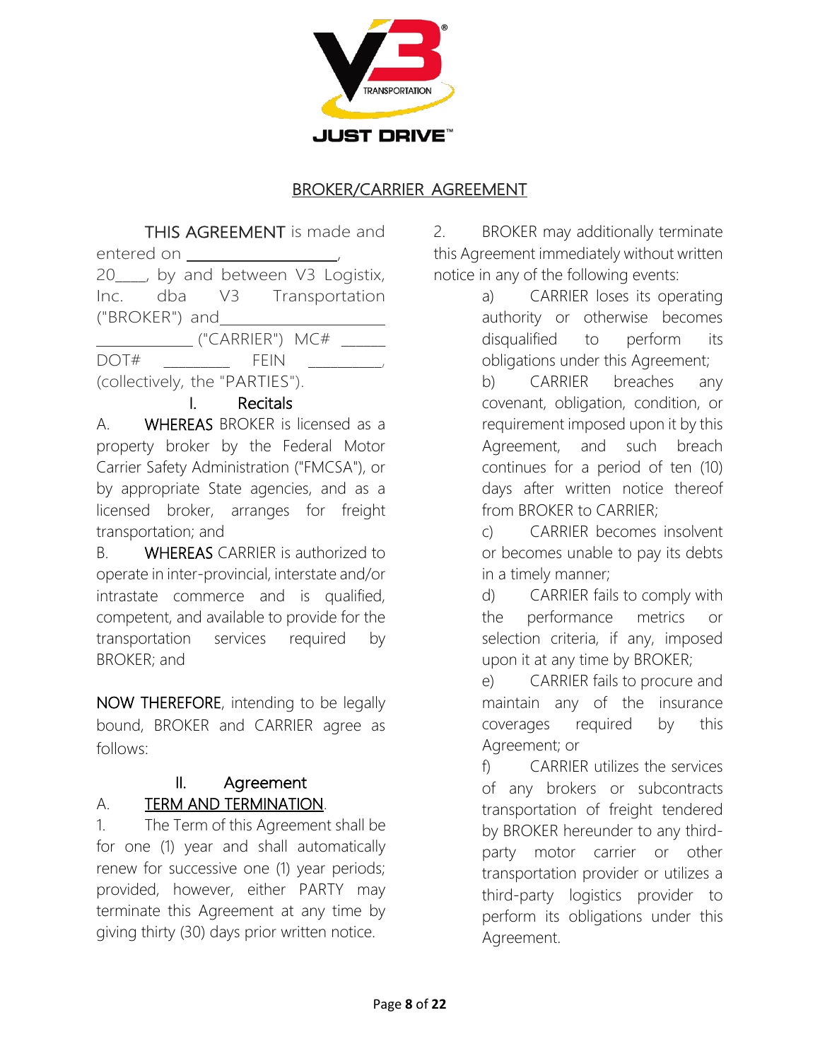## BROKER/CARRIER AGREEMENT

THIS AGREEMENT is made and entered on ____________________, 20____, by and between V3 Logistix, Inc. dba V3 Transportation ("BROKER") and______________________ ______________ ("CARRIER") MC# ______ DOT# _________ FEIN __________, (collectively, the "PARTIES").

### I. Recitals

A. WHEREAS BROKER is licensed as a property broker by the Federal Motor Carrier Safety Administration ("FMCSA"), or by appropriate State agencies, and as a licensed broker, arranges for freight transportation; and

B. WHEREAS CARRIER is authorized to operate in inter-provincial, interstate and/or intrastate commerce and is qualified, competent, and available to provide for the transportation services required by BROKER; and

NOW THEREFORE, intending to be legally bound, BROKER and CARRIER agree as follows:

### II. Agreement

A. TERM AND TERMINATION.

1. The Term of this Agreement shall be for one (1) year and shall automatically renew for successive one (1) year periods; provided, however, either PARTY may terminate this Agreement at any time by giving thirty (30) days prior written notice.

2. BROKER may additionally terminate this Agreement immediately without written notice in any of the following events:

a) CARRIER loses its operating authority or otherwise becomes disqualified to perform its obligations under this Agreement;

b) CARRIER breaches any covenant, obligation, condition, or requirement imposed upon it by this Agreement, and such breach continues for a period of ten (10) days after written notice thereof from BROKER to CARRIER;

c) CARRIER becomes insolvent or becomes unable to pay its debts in a timely manner;

d) CARRIER fails to comply with the performance metrics or selection criteria, if any, imposed upon it at any time by BROKER;

e) CARRIER fails to procure and maintain any of the insurance coverages required by this Agreement; or

f) CARRIER utilizes the services of any brokers or subcontracts transportation of freight tendered by BROKER hereunder to any third-party motor carrier or other transportation provider or utilizes a third-party logistics provider to perform its obligations under this Agreement.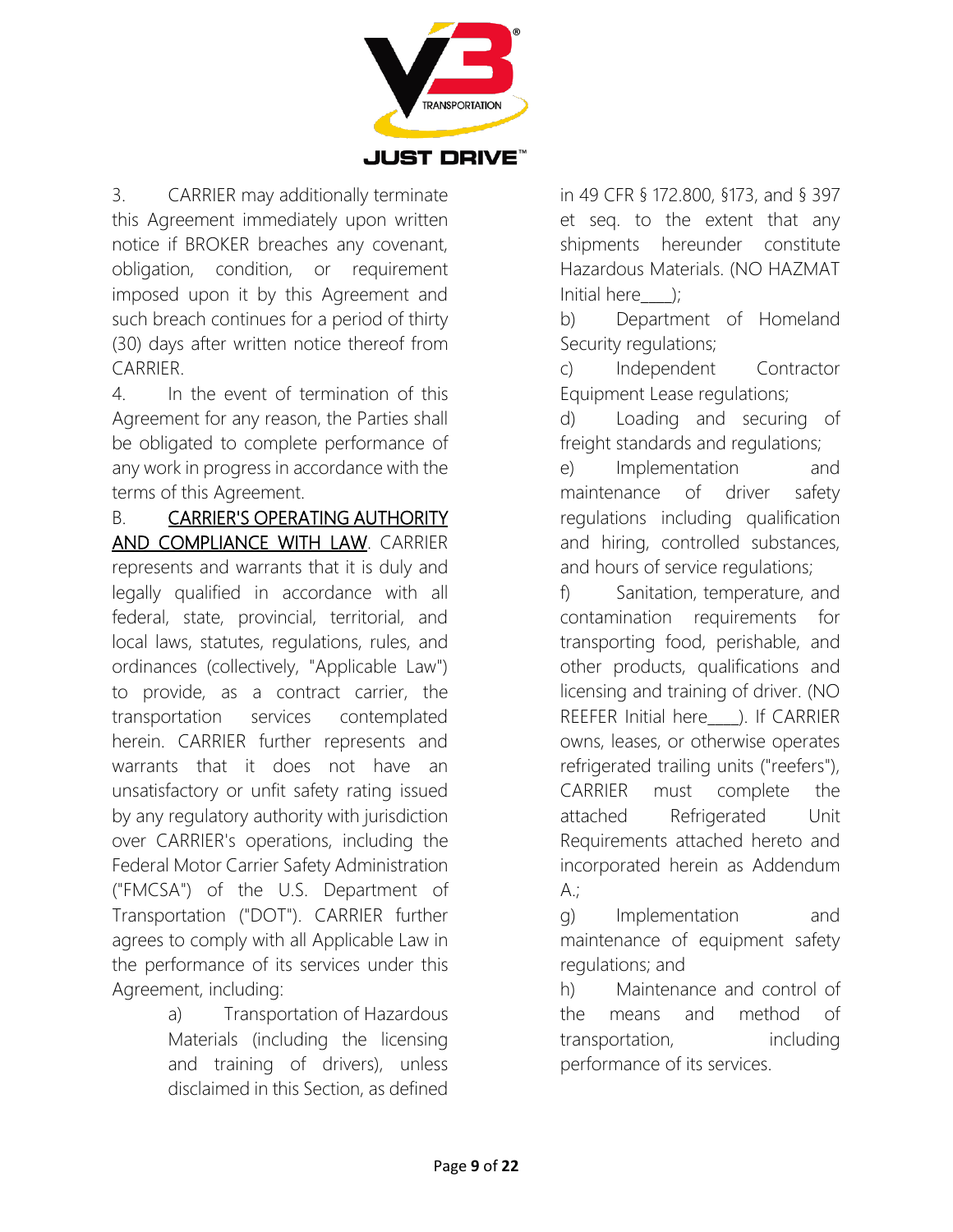3. CARRIER may additionally terminate this Agreement immediately upon written notice if BROKER breaches any covenant, obligation, condition, or requirement imposed upon it by this Agreement and such breach continues for a period of thirty (30) days after written notice thereof from CARRIER.

4. In the event of termination of this Agreement for any reason, the Parties shall be obligated to complete performance of any work in progress in accordance with the terms of this Agreement.

B. <u>CARRIER'S OPERATING AUTHORITY AND COMPLIANCE WITH LAW</u>. CARRIER represents and warrants that it is duly and legally qualified in accordance with all federal, state, provincial, territorial, and local laws, statutes, regulations, rules, and ordinances (collectively, "Applicable Law") to provide, as a contract carrier, the transportation services contemplated herein. CARRIER further represents and warrants that it does not have an unsatisfactory or unfit safety rating issued by any regulatory authority with jurisdiction over CARRIER's operations, including the Federal Motor Carrier Safety Administration ("FMCSA") of the U.S. Department of Transportation ("DOT"). CARRIER further agrees to comply with all Applicable Law in the performance of its services under this Agreement, including:

a) Transportation of Hazardous Materials (including the licensing and training of drivers), unless disclaimed in this Section, as defined in 49 CFR § 172.800, §173, and § 397 et seq. to the extent that any shipments hereunder constitute Hazardous Materials. (NO HAZMAT Initial here____);

b) Department of Homeland Security regulations;

c) Independent Contractor Equipment Lease regulations;

d) Loading and securing of freight standards and regulations;

e) Implementation and maintenance of driver safety regulations including qualification and hiring, controlled substances, and hours of service regulations;

f) Sanitation, temperature, and contamination requirements for transporting food, perishable, and other products, qualifications and licensing and training of driver. (NO REEFER Initial here____). If CARRIER owns, leases, or otherwise operates refrigerated trailing units ("reefers"), CARRIER must complete the attached Refrigerated Unit Requirements attached hereto and incorporated herein as Addendum A.;

g) Implementation and maintenance of equipment safety regulations; and

h) Maintenance and control of the means and method of transportation, including performance of its services.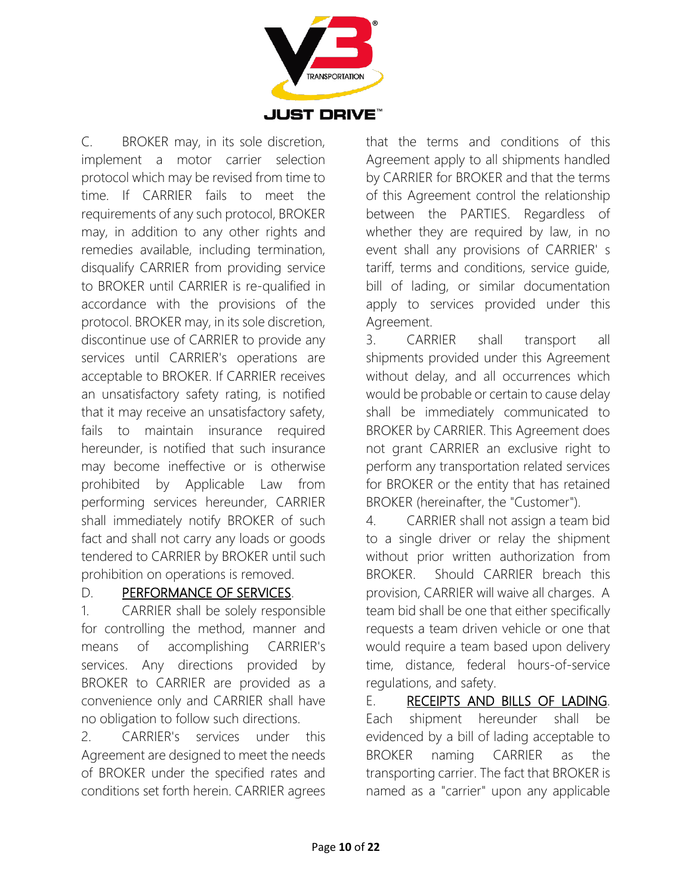C. BROKER may, in its sole discretion, implement a motor carrier selection protocol which may be revised from time to time. If CARRIER fails to meet the requirements of any such protocol, BROKER may, in addition to any other rights and remedies available, including termination, disqualify CARRIER from providing service to BROKER until CARRIER is re-qualified in accordance with the provisions of the protocol. BROKER may, in its sole discretion, discontinue use of CARRIER to provide any services until CARRIER's operations are acceptable to BROKER. If CARRIER receives an unsatisfactory safety rating, is notified that it may receive an unsatisfactory safety, fails to maintain insurance required hereunder, is notified that such insurance may become ineffective or is otherwise prohibited by Applicable Law from performing services hereunder, CARRIER shall immediately notify BROKER of such fact and shall not carry any loads or goods tendered to CARRIER by BROKER until such prohibition on operations is removed.

D. <u>PERFORMANCE OF SERVICES</u>.

1. CARRIER shall be solely responsible for controlling the method, manner and means of accomplishing CARRIER's services. Any directions provided by BROKER to CARRIER are provided as a convenience only and CARRIER shall have no obligation to follow such directions.

2. CARRIER's services under this Agreement are designed to meet the needs of BROKER under the specified rates and conditions set forth herein. CARRIER agrees that the terms and conditions of this Agreement apply to all shipments handled by CARRIER for BROKER and that the terms of this Agreement control the relationship between the PARTIES. Regardless of whether they are required by law, in no event shall any provisions of CARRIER' s tariff, terms and conditions, service guide, bill of lading, or similar documentation apply to services provided under this Agreement.

3. CARRIER shall transport all shipments provided under this Agreement without delay, and all occurrences which would be probable or certain to cause delay shall be immediately communicated to BROKER by CARRIER. This Agreement does not grant CARRIER an exclusive right to perform any transportation related services for BROKER or the entity that has retained BROKER (hereinafter, the "Customer").

4. CARRIER shall not assign a team bid to a single driver or relay the shipment without prior written authorization from BROKER. Should CARRIER breach this provision, CARRIER will waive all charges. A team bid shall be one that either specifically requests a team driven vehicle or one that would require a team based upon delivery time, distance, federal hours-of-service regulations, and safety.

E. <u>RECEIPTS AND BILLS OF LADING</u>. Each shipment hereunder shall be evidenced by a bill of lading acceptable to BROKER naming CARRIER as the transporting carrier. The fact that BROKER is named as a "carrier" upon any applicable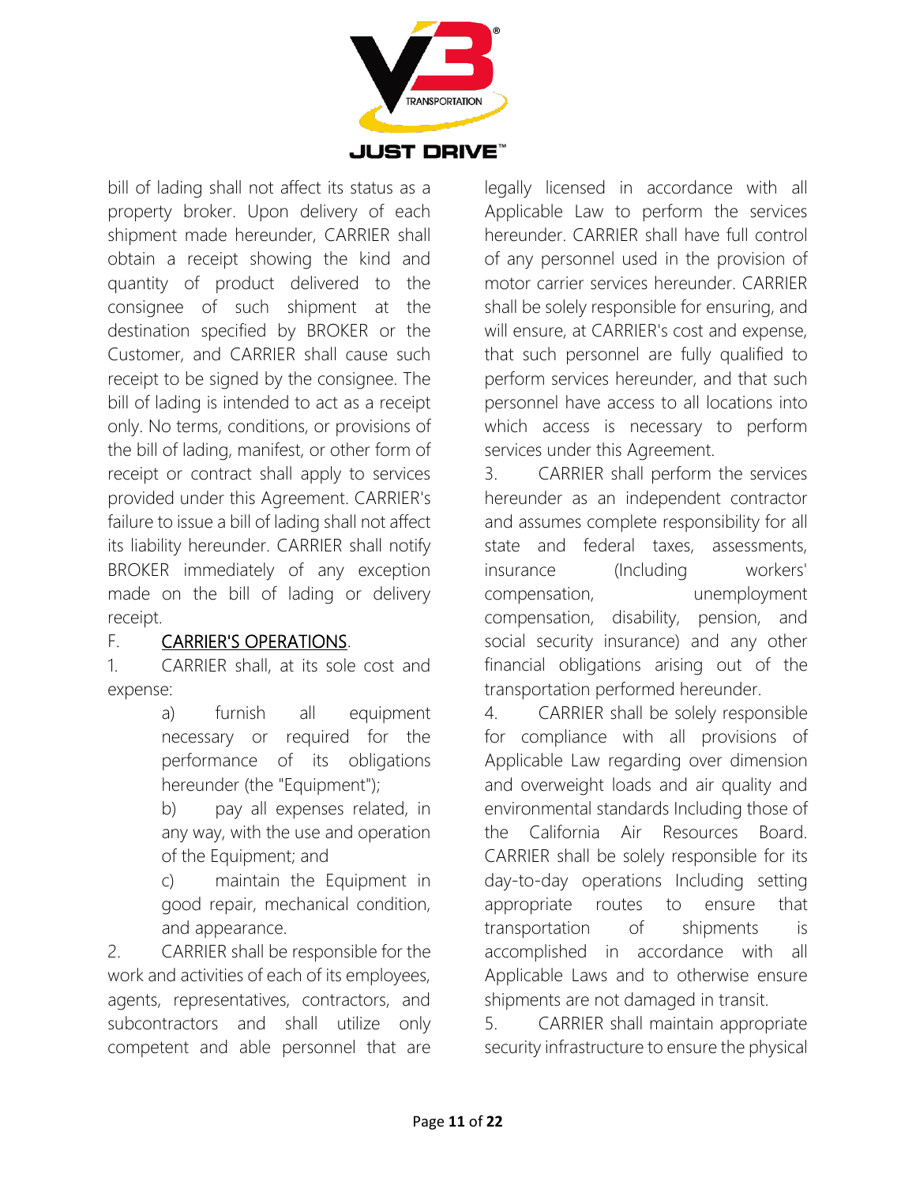bill of lading shall not affect its status as a property broker. Upon delivery of each shipment made hereunder, CARRIER shall obtain a receipt showing the kind and quantity of product delivered to the consignee of such shipment at the destination specified by BROKER or the Customer, and CARRIER shall cause such receipt to be signed by the consignee. The bill of lading is intended to act as a receipt only. No terms, conditions, or provisions of the bill of lading, manifest, or other form of receipt or contract shall apply to services provided under this Agreement. CARRIER's failure to issue a bill of lading shall not affect its liability hereunder. CARRIER shall notify BROKER immediately of any exception made on the bill of lading or delivery receipt.

F. <u>CARRIER'S OPERATIONS</u>.

1. CARRIER shall, at its sole cost and expense:

   a) furnish all equipment necessary or required for the performance of its obligations hereunder (the "Equipment");

   b) pay all expenses related, in any way, with the use and operation of the Equipment; and

   c) maintain the Equipment in good repair, mechanical condition, and appearance.

2. CARRIER shall be responsible for the work and activities of each of its employees, agents, representatives, contractors, and subcontractors and shall utilize only competent and able personnel that are legally licensed in accordance with all Applicable Law to perform the services hereunder. CARRIER shall have full control of any personnel used in the provision of motor carrier services hereunder. CARRIER shall be solely responsible for ensuring, and will ensure, at CARRIER's cost and expense, that such personnel are fully qualified to perform services hereunder, and that such personnel have access to all locations into which access is necessary to perform services under this Agreement.

3. CARRIER shall perform the services hereunder as an independent contractor and assumes complete responsibility for all state and federal taxes, assessments, insurance (Including workers' compensation, unemployment compensation, disability, pension, and social security insurance) and any other financial obligations arising out of the transportation performed hereunder.

4. CARRIER shall be solely responsible for compliance with all provisions of Applicable Law regarding over dimension and overweight loads and air quality and environmental standards Including those of the California Air Resources Board. CARRIER shall be solely responsible for its day-to-day operations Including setting appropriate routes to ensure that transportation of shipments is accomplished in accordance with all Applicable Laws and to otherwise ensure shipments are not damaged in transit.

5. CARRIER shall maintain appropriate security infrastructure to ensure the physical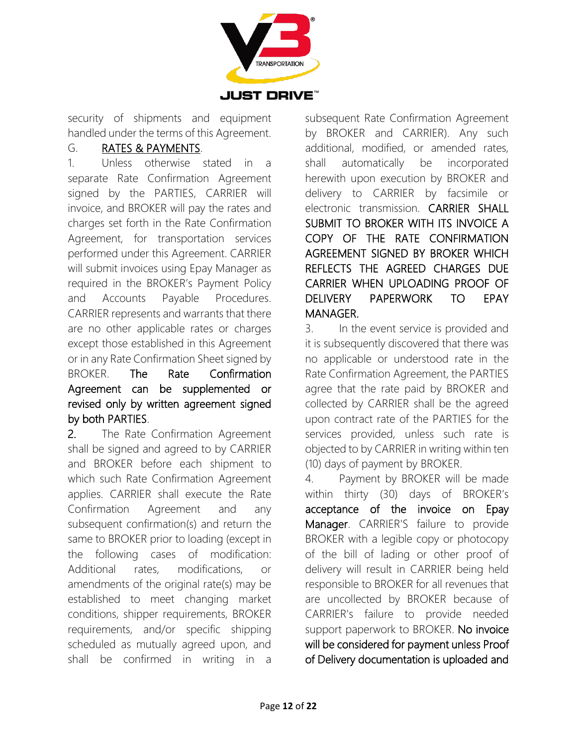security of shipments and equipment handled under the terms of this Agreement.

G. RATES & PAYMENTS.

1. Unless otherwise stated in a separate Rate Confirmation Agreement signed by the PARTIES, CARRIER will invoice, and BROKER will pay the rates and charges set forth in the Rate Confirmation Agreement, for transportation services performed under this Agreement. CARRIER will submit invoices using Epay Manager as required in the BROKER's Payment Policy and Accounts Payable Procedures. CARRIER represents and warrants that there are no other applicable rates or charges except those established in this Agreement or in any Rate Confirmation Sheet signed by BROKER. The Rate Confirmation Agreement can be supplemented or revised only by written agreement signed by both PARTIES.

2. The Rate Confirmation Agreement shall be signed and agreed to by CARRIER and BROKER before each shipment to which such Rate Confirmation Agreement applies. CARRIER shall execute the Rate Confirmation Agreement and any subsequent confirmation(s) and return the same to BROKER prior to loading (except in the following cases of modification: Additional rates, modifications, or amendments of the original rate(s) may be established to meet changing market conditions, shipper requirements, BROKER requirements, and/or specific shipping scheduled as mutually agreed upon, and shall be confirmed in writing in a subsequent Rate Confirmation Agreement by BROKER and CARRIER). Any such additional, modified, or amended rates, shall automatically be incorporated herewith upon execution by BROKER and delivery to CARRIER by facsimile or electronic transmission. CARRIER SHALL SUBMIT TO BROKER WITH ITS INVOICE A COPY OF THE RATE CONFIRMATION AGREEMENT SIGNED BY BROKER WHICH REFLECTS THE AGREED CHARGES DUE CARRIER WHEN UPLOADING PROOF OF DELIVERY PAPERWORK TO EPAY MANAGER.

3. In the event service is provided and it is subsequently discovered that there was no applicable or understood rate in the Rate Confirmation Agreement, the PARTIES agree that the rate paid by BROKER and collected by CARRIER shall be the agreed upon contract rate of the PARTIES for the services provided, unless such rate is objected to by CARRIER in writing within ten (10) days of payment by BROKER.

4. Payment by BROKER will be made within thirty (30) days of BROKER's acceptance of the invoice on Epay Manager. CARRIER'S failure to provide BROKER with a legible copy or photocopy of the bill of lading or other proof of delivery will result in CARRIER being held responsible to BROKER for all revenues that are uncollected by BROKER because of CARRIER's failure to provide needed support paperwork to BROKER. No invoice will be considered for payment unless Proof of Delivery documentation is uploaded and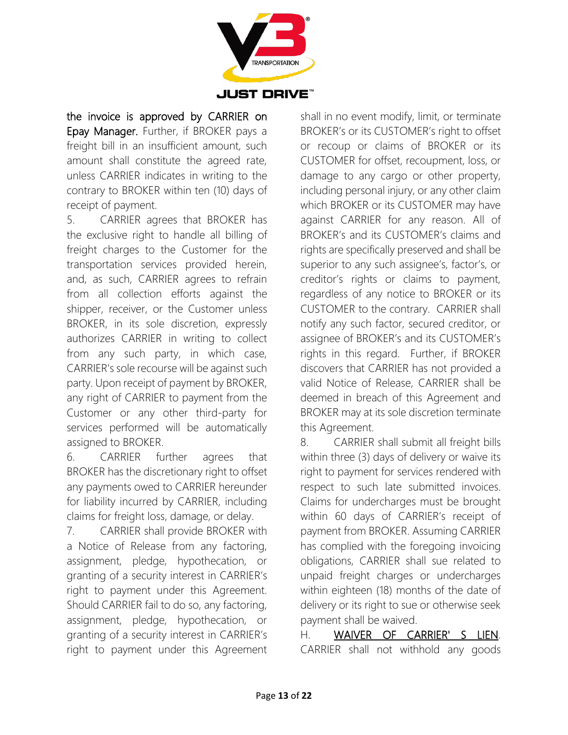the invoice is approved by CARRIER on Epay Manager. Further, if BROKER pays a freight bill in an insufficient amount, such amount shall constitute the agreed rate, unless CARRIER indicates in writing to the contrary to BROKER within ten (10) days of receipt of payment.

5. CARRIER agrees that BROKER has the exclusive right to handle all billing of freight charges to the Customer for the transportation services provided herein, and, as such, CARRIER agrees to refrain from all collection efforts against the shipper, receiver, or the Customer unless BROKER, in its sole discretion, expressly authorizes CARRIER in writing to collect from any such party, in which case, CARRIER's sole recourse will be against such party. Upon receipt of payment by BROKER, any right of CARRIER to payment from the Customer or any other third-party for services performed will be automatically assigned to BROKER.

6. CARRIER further agrees that BROKER has the discretionary right to offset any payments owed to CARRIER hereunder for liability incurred by CARRIER, including claims for freight loss, damage, or delay.

7. CARRIER shall provide BROKER with a Notice of Release from any factoring, assignment, pledge, hypothecation, or granting of a security interest in CARRIER's right to payment under this Agreement. Should CARRIER fail to do so, any factoring, assignment, pledge, hypothecation, or granting of a security interest in CARRIER's right to payment under this Agreement shall in no event modify, limit, or terminate BROKER's or its CUSTOMER's right to offset or recoup or claims of BROKER or its CUSTOMER for offset, recoupment, loss, or damage to any cargo or other property, including personal injury, or any other claim which BROKER or its CUSTOMER may have against CARRIER for any reason. All of BROKER's and its CUSTOMER's claims and rights are specifically preserved and shall be superior to any such assignee's, factor's, or creditor's rights or claims to payment, regardless of any notice to BROKER or its CUSTOMER to the contrary. CARRIER shall notify any such factor, secured creditor, or assignee of BROKER's and its CUSTOMER's rights in this regard. Further, if BROKER discovers that CARRIER has not provided a valid Notice of Release, CARRIER shall be deemed in breach of this Agreement and BROKER may at its sole discretion terminate this Agreement.

8. CARRIER shall submit all freight bills within three (3) days of delivery or waive its right to payment for services rendered with respect to such late submitted invoices. Claims for undercharges must be brought within 60 days of CARRIER's receipt of payment from BROKER. Assuming CARRIER has complied with the foregoing invoicing obligations, CARRIER shall sue related to unpaid freight charges or undercharges within eighteen (18) months of the date of delivery or its right to sue or otherwise seek payment shall be waived.

H. <u>WAIVER OF CARRIER' S LIEN</u>. CARRIER shall not withhold any goods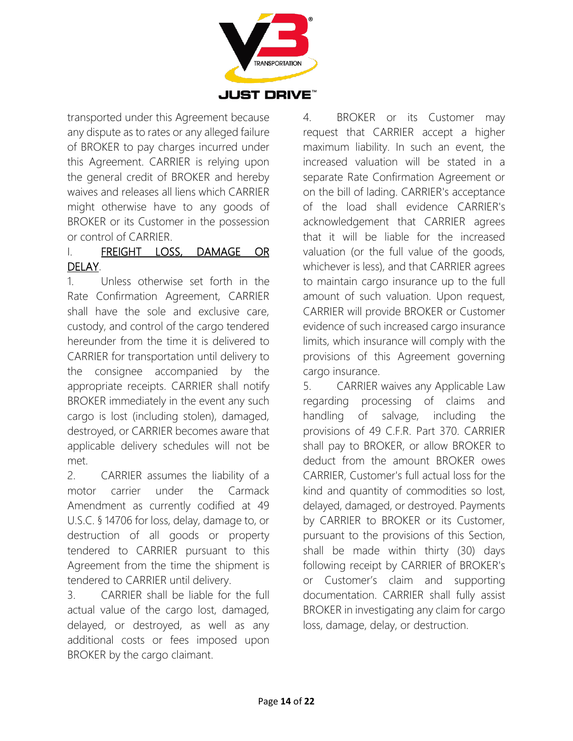transported under this Agreement because any dispute as to rates or any alleged failure of BROKER to pay charges incurred under this Agreement. CARRIER is relying upon the general credit of BROKER and hereby waives and releases all liens which CARRIER might otherwise have to any goods of BROKER or its Customer in the possession or control of CARRIER.

I. <u>FREIGHT LOSS, DAMAGE OR DELAY</u>.

1. Unless otherwise set forth in the Rate Confirmation Agreement, CARRIER shall have the sole and exclusive care, custody, and control of the cargo tendered hereunder from the time it is delivered to CARRIER for transportation until delivery to the consignee accompanied by the appropriate receipts. CARRIER shall notify BROKER immediately in the event any such cargo is lost (including stolen), damaged, destroyed, or CARRIER becomes aware that applicable delivery schedules will not be met.

2. CARRIER assumes the liability of a motor carrier under the Carmack Amendment as currently codified at 49 U.S.C. § 14706 for loss, delay, damage to, or destruction of all goods or property tendered to CARRIER pursuant to this Agreement from the time the shipment is tendered to CARRIER until delivery.

3. CARRIER shall be liable for the full actual value of the cargo lost, damaged, delayed, or destroyed, as well as any additional costs or fees imposed upon BROKER by the cargo claimant.

4. BROKER or its Customer may request that CARRIER accept a higher maximum liability. In such an event, the increased valuation will be stated in a separate Rate Confirmation Agreement or on the bill of lading. CARRIER's acceptance of the load shall evidence CARRIER's acknowledgement that CARRIER agrees that it will be liable for the increased valuation (or the full value of the goods, whichever is less), and that CARRIER agrees to maintain cargo insurance up to the full amount of such valuation. Upon request, CARRIER will provide BROKER or Customer evidence of such increased cargo insurance limits, which insurance will comply with the provisions of this Agreement governing cargo insurance.

5. CARRIER waives any Applicable Law regarding processing of claims and handling of salvage, including the provisions of 49 C.F.R. Part 370. CARRIER shall pay to BROKER, or allow BROKER to deduct from the amount BROKER owes CARRIER, Customer's full actual loss for the kind and quantity of commodities so lost, delayed, damaged, or destroyed. Payments by CARRIER to BROKER or its Customer, pursuant to the provisions of this Section, shall be made within thirty (30) days following receipt by CARRIER of BROKER's or Customer's claim and supporting documentation. CARRIER shall fully assist BROKER in investigating any claim for cargo loss, damage, delay, or destruction.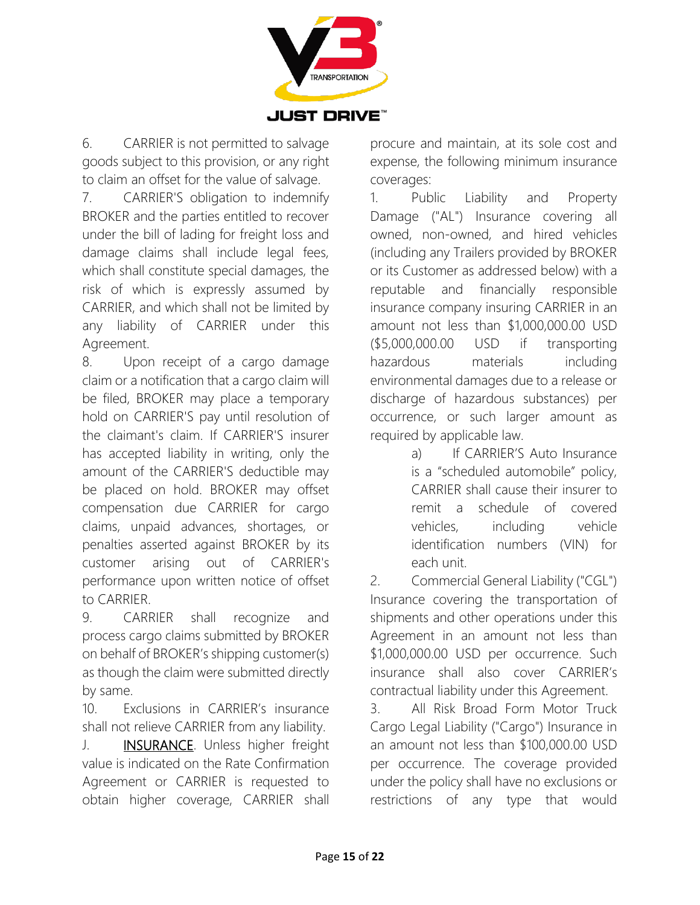6. CARRIER is not permitted to salvage goods subject to this provision, or any right to claim an offset for the value of salvage.

7. CARRIER'S obligation to indemnify BROKER and the parties entitled to recover under the bill of lading for freight loss and damage claims shall include legal fees, which shall constitute special damages, the risk of which is expressly assumed by CARRIER, and which shall not be limited by any liability of CARRIER under this Agreement.

8. Upon receipt of a cargo damage claim or a notification that a cargo claim will be filed, BROKER may place a temporary hold on CARRIER'S pay until resolution of the claimant's claim. If CARRIER'S insurer has accepted liability in writing, only the amount of the CARRIER'S deductible may be placed on hold. BROKER may offset compensation due CARRIER for cargo claims, unpaid advances, shortages, or penalties asserted against BROKER by its customer arising out of CARRIER's performance upon written notice of offset to CARRIER.

9. CARRIER shall recognize and process cargo claims submitted by BROKER on behalf of BROKER's shipping customer(s) as though the claim were submitted directly by same.

10. Exclusions in CARRIER's insurance shall not relieve CARRIER from any liability.

J. <u>INSURANCE</u>. Unless higher freight value is indicated on the Rate Confirmation Agreement or CARRIER is requested to obtain higher coverage, CARRIER shall procure and maintain, at its sole cost and expense, the following minimum insurance coverages:

1. Public Liability and Property Damage ("AL") Insurance covering all owned, non-owned, and hired vehicles (including any Trailers provided by BROKER or its Customer as addressed below) with a reputable and financially responsible insurance company insuring CARRIER in an amount not less than $1,000,000.00 USD ($5,000,000.00 USD if transporting hazardous materials including environmental damages due to a release or discharge of hazardous substances) per occurrence, or such larger amount as required by applicable law.

   a) If CARRIER'S Auto Insurance is a "scheduled automobile" policy, CARRIER shall cause their insurer to remit a schedule of covered vehicles, including vehicle identification numbers (VIN) for each unit.

2. Commercial General Liability ("CGL") Insurance covering the transportation of shipments and other operations under this Agreement in an amount not less than $1,000,000.00 USD per occurrence. Such insurance shall also cover CARRIER's contractual liability under this Agreement.

3. All Risk Broad Form Motor Truck Cargo Legal Liability ("Cargo") Insurance in an amount not less than $100,000.00 USD per occurrence. The coverage provided under the policy shall have no exclusions or restrictions of any type that would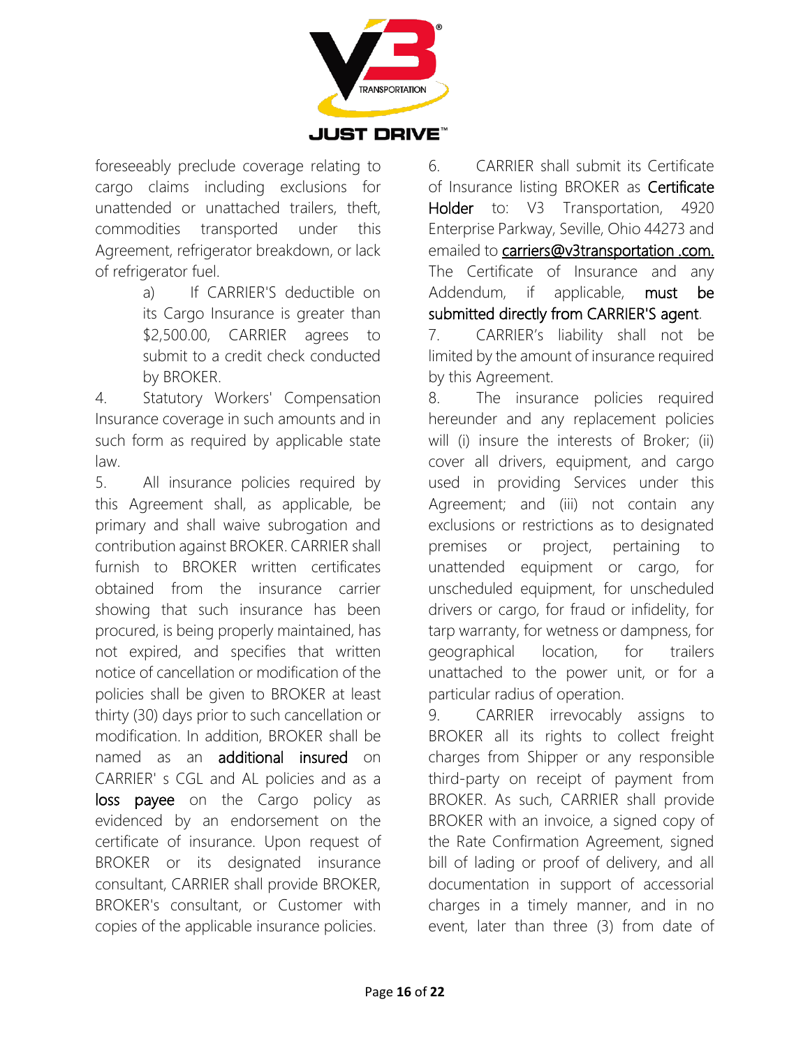foreseeably preclude coverage relating to cargo claims including exclusions for unattended or unattached trailers, theft, commodities transported under this Agreement, refrigerator breakdown, or lack of refrigerator fuel.

a) If CARRIER'S deductible on its Cargo Insurance is greater than $2,500.00, CARRIER agrees to submit to a credit check conducted by BROKER.

4. Statutory Workers' Compensation Insurance coverage in such amounts and in such form as required by applicable state law.

5. All insurance policies required by this Agreement shall, as applicable, be primary and shall waive subrogation and contribution against BROKER. CARRIER shall furnish to BROKER written certificates obtained from the insurance carrier showing that such insurance has been procured, is being properly maintained, has not expired, and specifies that written notice of cancellation or modification of the policies shall be given to BROKER at least thirty (30) days prior to such cancellation or modification. In addition, BROKER shall be named as an additional insured on CARRIER' s CGL and AL policies and as a loss payee on the Cargo policy as evidenced by an endorsement on the certificate of insurance. Upon request of BROKER or its designated insurance consultant, CARRIER shall provide BROKER, BROKER's consultant, or Customer with copies of the applicable insurance policies.

6. CARRIER shall submit its Certificate of Insurance listing BROKER as Certificate Holder to: V3 Transportation, 4920 Enterprise Parkway, Seville, Ohio 44273 and emailed to carriers@v3transportation .com. The Certificate of Insurance and any Addendum, if applicable, must be submitted directly from CARRIER'S agent.

7. CARRIER's liability shall not be limited by the amount of insurance required by this Agreement.

8. The insurance policies required hereunder and any replacement policies will (i) insure the interests of Broker; (ii) cover all drivers, equipment, and cargo used in providing Services under this Agreement; and (iii) not contain any exclusions or restrictions as to designated premises or project, pertaining to unattended equipment or cargo, for unscheduled equipment, for unscheduled drivers or cargo, for fraud or infidelity, for tarp warranty, for wetness or dampness, for geographical location, for trailers unattached to the power unit, or for a particular radius of operation.

9. CARRIER irrevocably assigns to BROKER all its rights to collect freight charges from Shipper or any responsible third-party on receipt of payment from BROKER. As such, CARRIER shall provide BROKER with an invoice, a signed copy of the Rate Confirmation Agreement, signed bill of lading or proof of delivery, and all documentation in support of accessorial charges in a timely manner, and in no event, later than three (3) from date of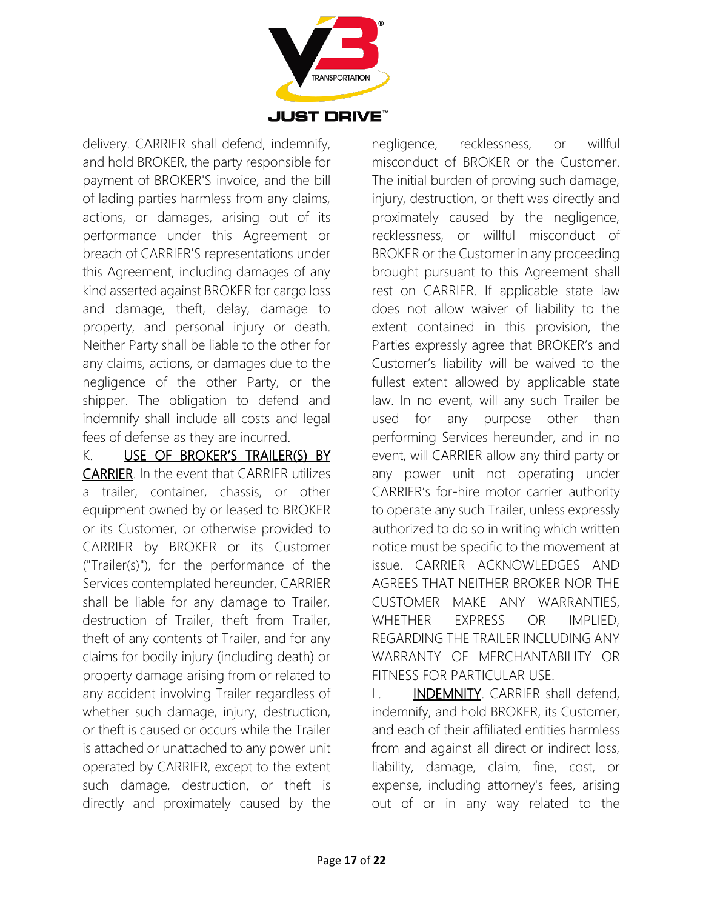delivery. CARRIER shall defend, indemnify, and hold BROKER, the party responsible for payment of BROKER'S invoice, and the bill of lading parties harmless from any claims, actions, or damages, arising out of its performance under this Agreement or breach of CARRIER'S representations under this Agreement, including damages of any kind asserted against BROKER for cargo loss and damage, theft, delay, damage to property, and personal injury or death. Neither Party shall be liable to the other for any claims, actions, or damages due to the negligence of the other Party, or the shipper. The obligation to defend and indemnify shall include all costs and legal fees of defense as they are incurred.

K. <u>USE OF BROKER'S TRAILER(S) BY CARRIER</u>. In the event that CARRIER utilizes a trailer, container, chassis, or other equipment owned by or leased to BROKER or its Customer, or otherwise provided to CARRIER by BROKER or its Customer ("Trailer(s)"), for the performance of the Services contemplated hereunder, CARRIER shall be liable for any damage to Trailer, destruction of Trailer, theft from Trailer, theft of any contents of Trailer, and for any claims for bodily injury (including death) or property damage arising from or related to any accident involving Trailer regardless of whether such damage, injury, destruction, or theft is caused or occurs while the Trailer is attached or unattached to any power unit operated by CARRIER, except to the extent such damage, destruction, or theft is directly and proximately caused by the negligence, recklessness, or willful misconduct of BROKER or the Customer. The initial burden of proving such damage, injury, destruction, or theft was directly and proximately caused by the negligence, recklessness, or willful misconduct of BROKER or the Customer in any proceeding brought pursuant to this Agreement shall rest on CARRIER. If applicable state law does not allow waiver of liability to the extent contained in this provision, the Parties expressly agree that BROKER's and Customer's liability will be waived to the fullest extent allowed by applicable state law. In no event, will any such Trailer be used for any purpose other than performing Services hereunder, and in no event, will CARRIER allow any third party or any power unit not operating under CARRIER's for-hire motor carrier authority to operate any such Trailer, unless expressly authorized to do so in writing which written notice must be specific to the movement at issue. CARRIER ACKNOWLEDGES AND AGREES THAT NEITHER BROKER NOR THE CUSTOMER MAKE ANY WARRANTIES, WHETHER EXPRESS OR IMPLIED, REGARDING THE TRAILER INCLUDING ANY WARRANTY OF MERCHANTABILITY OR FITNESS FOR PARTICULAR USE.

L. <u>INDEMNITY</u>. CARRIER shall defend, indemnify, and hold BROKER, its Customer, and each of their affiliated entities harmless from and against all direct or indirect loss, liability, damage, claim, fine, cost, or expense, including attorney's fees, arising out of or in any way related to the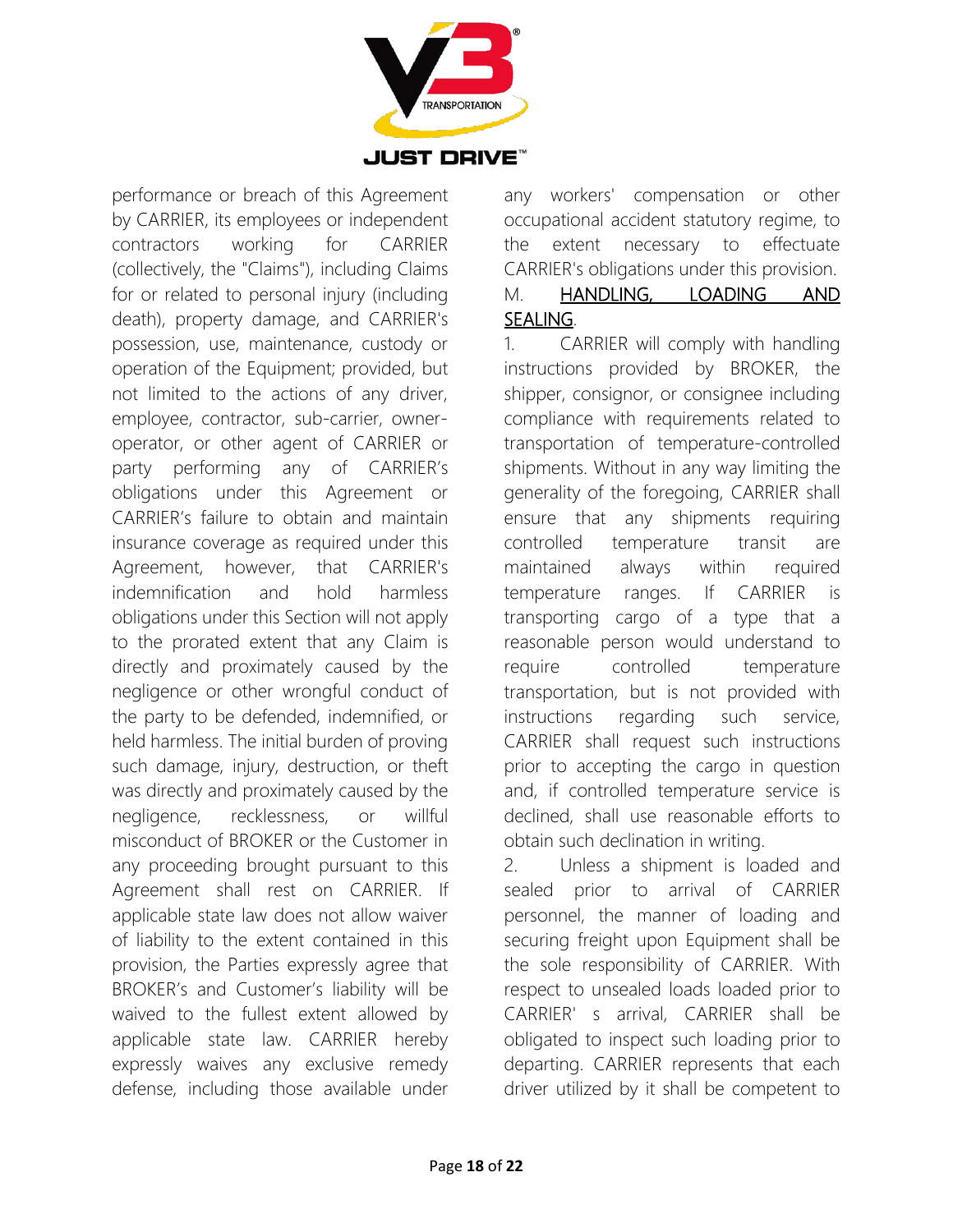performance or breach of this Agreement by CARRIER, its employees or independent contractors working for CARRIER (collectively, the "Claims"), including Claims for or related to personal injury (including death), property damage, and CARRIER's possession, use, maintenance, custody or operation of the Equipment; provided, but not limited to the actions of any driver, employee, contractor, sub-carrier, owner-operator, or other agent of CARRIER or party performing any of CARRIER's obligations under this Agreement or CARRIER's failure to obtain and maintain insurance coverage as required under this Agreement, however, that CARRIER's indemnification and hold harmless obligations under this Section will not apply to the prorated extent that any Claim is directly and proximately caused by the negligence or other wrongful conduct of the party to be defended, indemnified, or held harmless. The initial burden of proving such damage, injury, destruction, or theft was directly and proximately caused by the negligence, recklessness, or willful misconduct of BROKER or the Customer in any proceeding brought pursuant to this Agreement shall rest on CARRIER. If applicable state law does not allow waiver of liability to the extent contained in this provision, the Parties expressly agree that BROKER's and Customer's liability will be waived to the fullest extent allowed by applicable state law. CARRIER hereby expressly waives any exclusive remedy defense, including those available under any workers' compensation or other occupational accident statutory regime, to the extent necessary to effectuate CARRIER's obligations under this provision.

M. <u>HANDLING, LOADING AND SEALING</u>.

1. CARRIER will comply with handling instructions provided by BROKER, the shipper, consignor, or consignee including compliance with requirements related to transportation of temperature-controlled shipments. Without in any way limiting the generality of the foregoing, CARRIER shall ensure that any shipments requiring controlled temperature transit are maintained always within required temperature ranges. If CARRIER is transporting cargo of a type that a reasonable person would understand to require controlled temperature transportation, but is not provided with instructions regarding such service, CARRIER shall request such instructions prior to accepting the cargo in question and, if controlled temperature service is declined, shall use reasonable efforts to obtain such declination in writing.

2. Unless a shipment is loaded and sealed prior to arrival of CARRIER personnel, the manner of loading and securing freight upon Equipment shall be the sole responsibility of CARRIER. With respect to unsealed loads loaded prior to CARRIER' s arrival, CARRIER shall be obligated to inspect such loading prior to departing. CARRIER represents that each driver utilized by it shall be competent to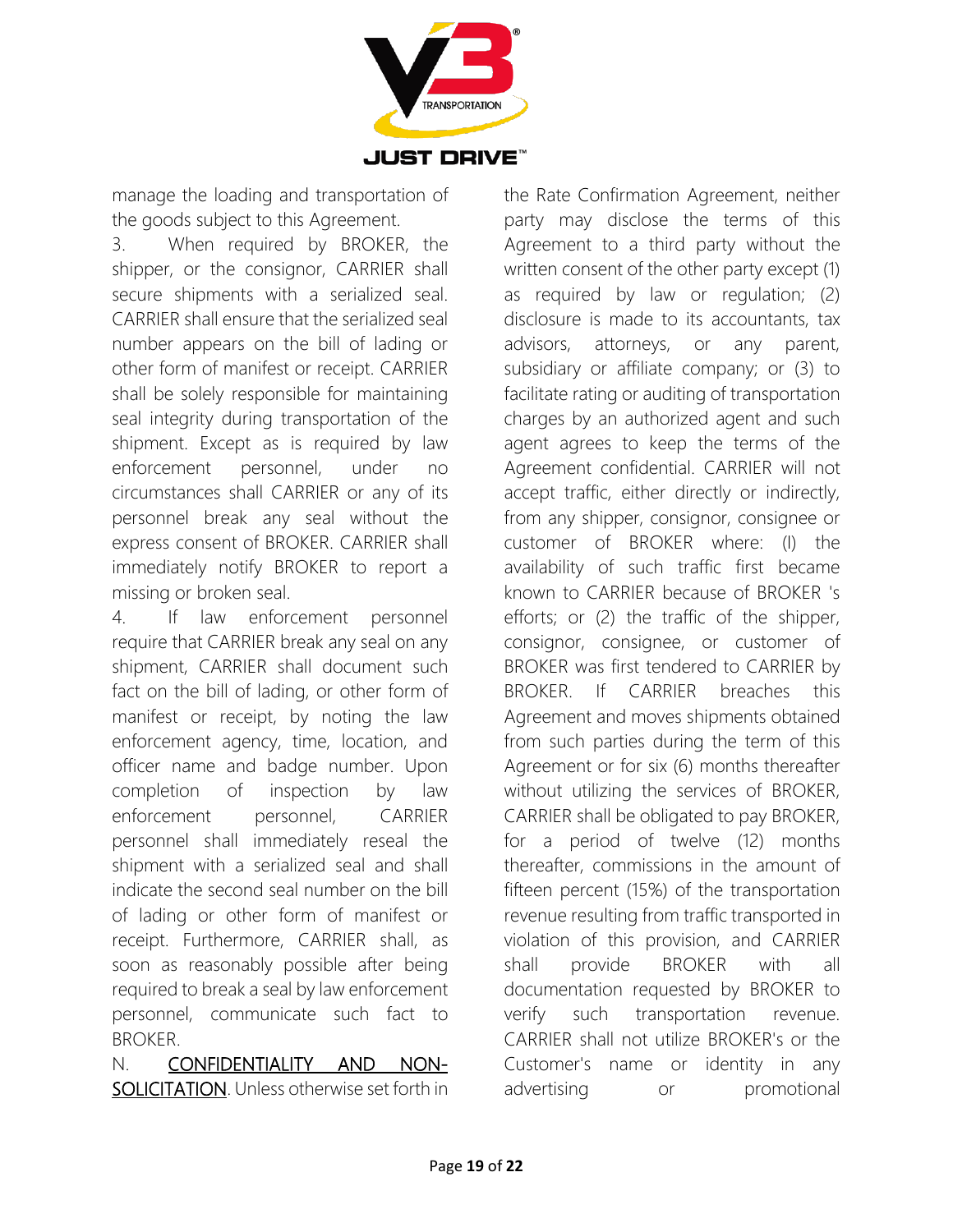manage the loading and transportation of the goods subject to this Agreement.

3. When required by BROKER, the shipper, or the consignor, CARRIER shall secure shipments with a serialized seal. CARRIER shall ensure that the serialized seal number appears on the bill of lading or other form of manifest or receipt. CARRIER shall be solely responsible for maintaining seal integrity during transportation of the shipment. Except as is required by law enforcement personnel, under no circumstances shall CARRIER or any of its personnel break any seal without the express consent of BROKER. CARRIER shall immediately notify BROKER to report a missing or broken seal.

4. If law enforcement personnel require that CARRIER break any seal on any shipment, CARRIER shall document such fact on the bill of lading, or other form of manifest or receipt, by noting the law enforcement agency, time, location, and officer name and badge number. Upon completion of inspection by law enforcement personnel, CARRIER personnel shall immediately reseal the shipment with a serialized seal and shall indicate the second seal number on the bill of lading or other form of manifest or receipt. Furthermore, CARRIER shall, as soon as reasonably possible after being required to break a seal by law enforcement personnel, communicate such fact to BROKER.

N. <u>CONFIDENTIALITY AND NON-SOLICITATION</u>. Unless otherwise set forth in the Rate Confirmation Agreement, neither party may disclose the terms of this Agreement to a third party without the written consent of the other party except (1) as required by law or regulation; (2) disclosure is made to its accountants, tax advisors, attorneys, or any parent, subsidiary or affiliate company; or (3) to facilitate rating or auditing of transportation charges by an authorized agent and such agent agrees to keep the terms of the Agreement confidential. CARRIER will not accept traffic, either directly or indirectly, from any shipper, consignor, consignee or customer of BROKER where: (l) the availability of such traffic first became known to CARRIER because of BROKER 's efforts; or (2) the traffic of the shipper, consignor, consignee, or customer of BROKER was first tendered to CARRIER by BROKER. If CARRIER breaches this Agreement and moves shipments obtained from such parties during the term of this Agreement or for six (6) months thereafter without utilizing the services of BROKER, CARRIER shall be obligated to pay BROKER, for a period of twelve (12) months thereafter, commissions in the amount of fifteen percent (15%) of the transportation revenue resulting from traffic transported in violation of this provision, and CARRIER shall provide BROKER with all documentation requested by BROKER to verify such transportation revenue. CARRIER shall not utilize BROKER's or the Customer's name or identity in any advertising or promotional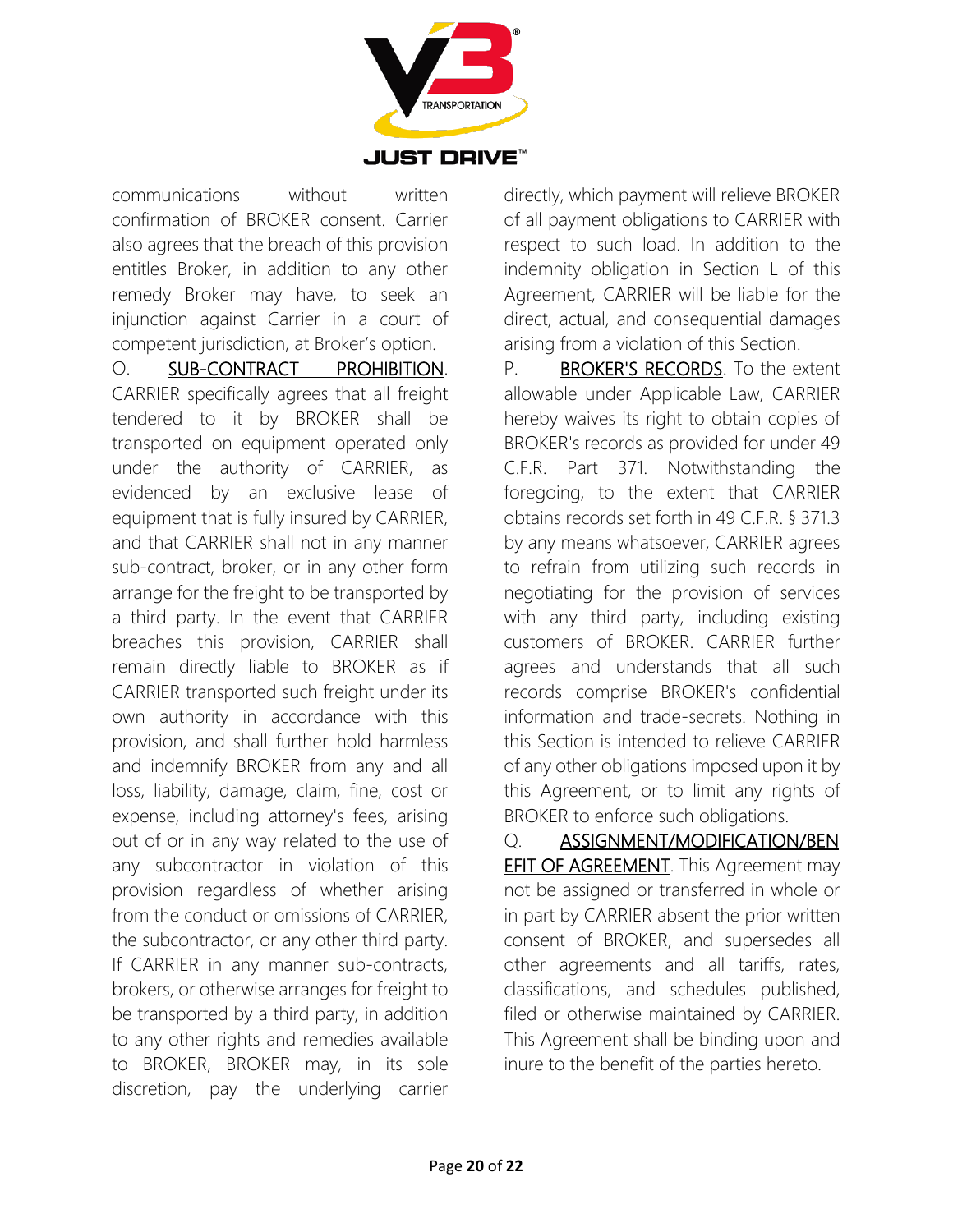communications without written confirmation of BROKER consent. Carrier also agrees that the breach of this provision entitles Broker, in addition to any other remedy Broker may have, to seek an injunction against Carrier in a court of competent jurisdiction, at Broker's option.

O. <u>SUB-CONTRACT PROHIBITION</u>. CARRIER specifically agrees that all freight tendered to it by BROKER shall be transported on equipment operated only under the authority of CARRIER, as evidenced by an exclusive lease of equipment that is fully insured by CARRIER, and that CARRIER shall not in any manner sub-contract, broker, or in any other form arrange for the freight to be transported by a third party. In the event that CARRIER breaches this provision, CARRIER shall remain directly liable to BROKER as if CARRIER transported such freight under its own authority in accordance with this provision, and shall further hold harmless and indemnify BROKER from any and all loss, liability, damage, claim, fine, cost or expense, including attorney's fees, arising out of or in any way related to the use of any subcontractor in violation of this provision regardless of whether arising from the conduct or omissions of CARRIER, the subcontractor, or any other third party. If CARRIER in any manner sub-contracts, brokers, or otherwise arranges for freight to be transported by a third party, in addition to any other rights and remedies available to BROKER, BROKER may, in its sole discretion, pay the underlying carrier directly, which payment will relieve BROKER of all payment obligations to CARRIER with respect to such load. In addition to the indemnity obligation in Section L of this Agreement, CARRIER will be liable for the direct, actual, and consequential damages arising from a violation of this Section.

P. <u>BROKER'S RECORDS</u>. To the extent allowable under Applicable Law, CARRIER hereby waives its right to obtain copies of BROKER's records as provided for under 49 C.F.R. Part 371. Notwithstanding the foregoing, to the extent that CARRIER obtains records set forth in 49 C.F.R. § 371.3 by any means whatsoever, CARRIER agrees to refrain from utilizing such records in negotiating for the provision of services with any third party, including existing customers of BROKER. CARRIER further agrees and understands that all such records comprise BROKER's confidential information and trade-secrets. Nothing in this Section is intended to relieve CARRIER of any other obligations imposed upon it by this Agreement, or to limit any rights of BROKER to enforce such obligations.

Q. <u>ASSIGNMENT/MODIFICATION/BENEFIT OF AGREEMENT</u>. This Agreement may not be assigned or transferred in whole or in part by CARRIER absent the prior written consent of BROKER, and supersedes all other agreements and all tariffs, rates, classifications, and schedules published, filed or otherwise maintained by CARRIER. This Agreement shall be binding upon and inure to the benefit of the parties hereto.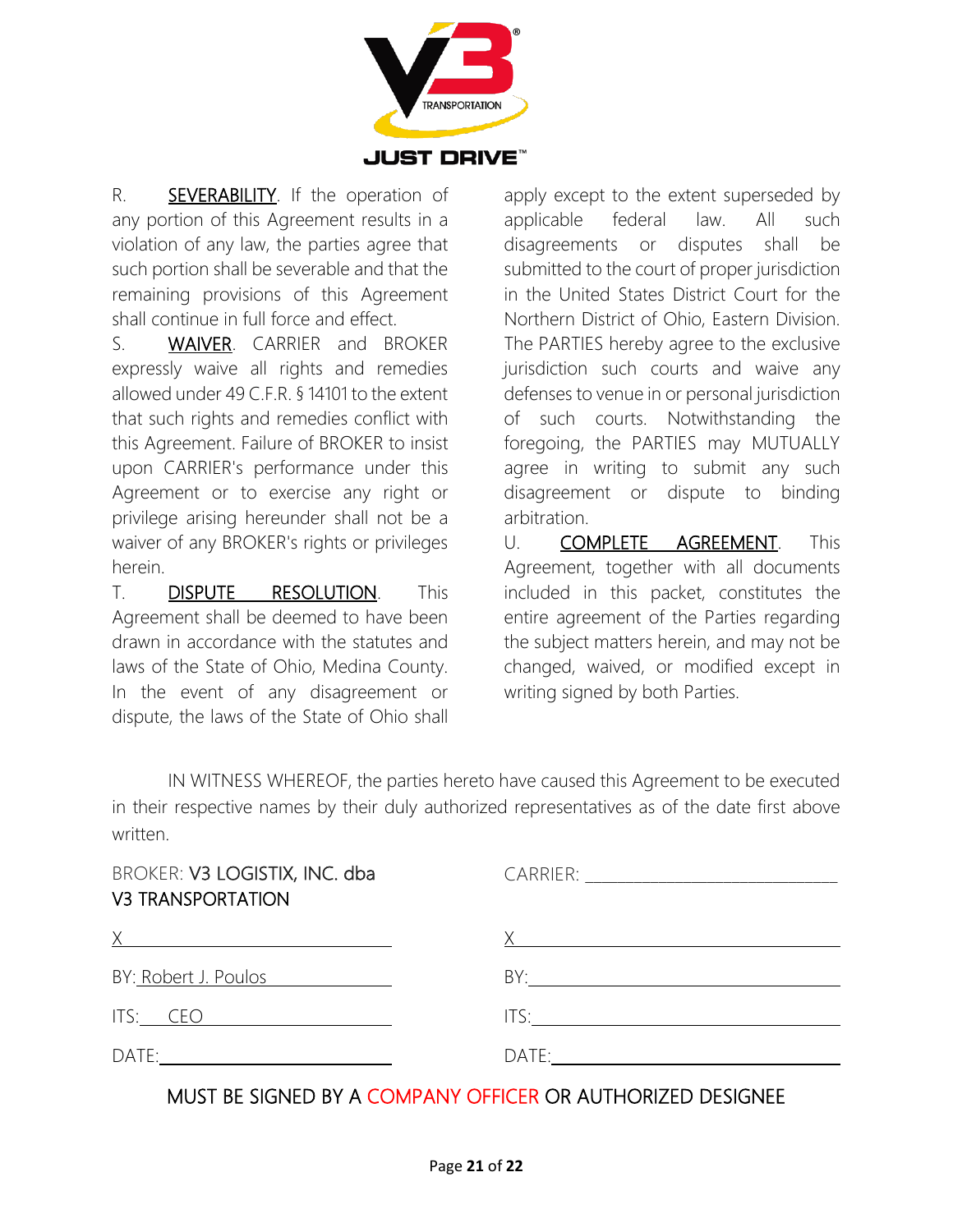R. SEVERABILITY. If the operation of any portion of this Agreement results in a violation of any law, the parties agree that such portion shall be severable and that the remaining provisions of this Agreement shall continue in full force and effect.

S. WAIVER. CARRIER and BROKER expressly waive all rights and remedies allowed under 49 C.F.R. § 14101 to the extent that such rights and remedies conflict with this Agreement. Failure of BROKER to insist upon CARRIER's performance under this Agreement or to exercise any right or privilege arising hereunder shall not be a waiver of any BROKER's rights or privileges herein.

T. DISPUTE RESOLUTION. This Agreement shall be deemed to have been drawn in accordance with the statutes and laws of the State of Ohio, Medina County. In the event of any disagreement or dispute, the laws of the State of Ohio shall apply except to the extent superseded by applicable federal law. All such disagreements or disputes shall be submitted to the court of proper jurisdiction in the United States District Court for the Northern District of Ohio, Eastern Division. The PARTIES hereby agree to the exclusive jurisdiction such courts and waive any defenses to venue in or personal jurisdiction of such courts. Notwithstanding the foregoing, the PARTIES may MUTUALLY agree in writing to submit any such disagreement or dispute to binding arbitration.

U. COMPLETE AGREEMENT. This Agreement, together with all documents included in this packet, constitutes the entire agreement of the Parties regarding the subject matters herein, and may not be changed, waived, or modified except in writing signed by both Parties.

IN WITNESS WHEREOF, the parties hereto have caused this Agreement to be executed in their respective names by their duly authorized representatives as of the date first above written.

| BROKER: V3 LOGISTIX, INC. dba V3 TRANSPORTATION | CARRIER: ______________________ |
|---|---|
| X______________________ | X______________________ |
| BY: Robert J. Poulos | BY:______________________ |
| ITS: CEO | ITS:______________________ |
| DATE:______________________ | DATE:______________________ |

MUST BE SIGNED BY A COMPANY OFFICER OR AUTHORIZED DESIGNEE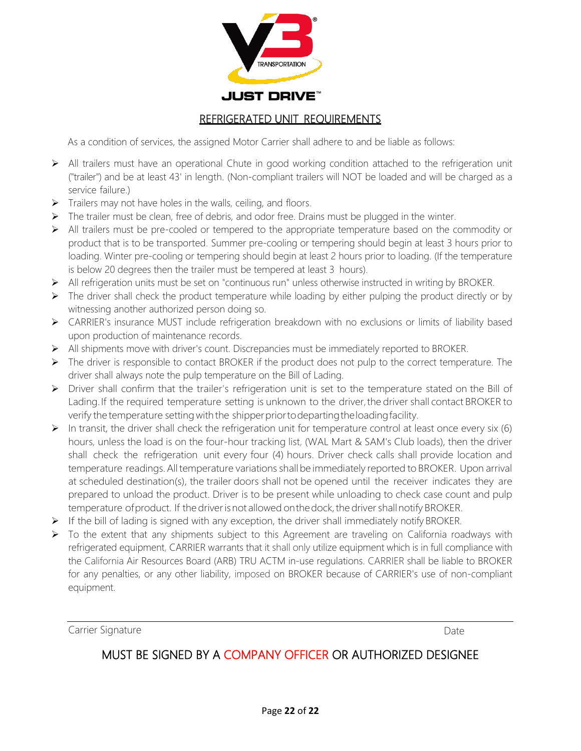JUST DRIVE™

## REFRIGERATED UNIT REQUIREMENTS

As a condition of services, the assigned Motor Carrier shall adhere to and be liable as follows:

- All trailers must have an operational Chute in good working condition attached to the refrigeration unit ("trailer") and be at least 43' in length. (Non-compliant trailers will NOT be loaded and will be charged as a service failure.)
- Trailers may not have holes in the walls, ceiling, and floors.
- The trailer must be clean, free of debris, and odor free. Drains must be plugged in the winter.
- All trailers must be pre-cooled or tempered to the appropriate temperature based on the commodity or product that is to be transported. Summer pre-cooling or tempering should begin at least 3 hours prior to loading. Winter pre-cooling or tempering should begin at least 2 hours prior to loading. (If the temperature is below 20 degrees then the trailer must be tempered at least 3 hours).
- All refrigeration units must be set on "continuous run" unless otherwise instructed in writing by BROKER.
- The driver shall check the product temperature while loading by either pulping the product directly or by witnessing another authorized person doing so.
- CARRIER's insurance MUST include refrigeration breakdown with no exclusions or limits of liability based upon production of maintenance records.
- All shipments move with driver's count. Discrepancies must be immediately reported to BROKER.
- The driver is responsible to contact BROKER if the product does not pulp to the correct temperature. The driver shall always note the pulp temperature on the Bill of Lading.
- Driver shall confirm that the trailer's refrigeration unit is set to the temperature stated on the Bill of Lading. If the required temperature setting is unknown to the driver, the driver shall contact BROKER to verify the temperature setting with the shipper prior to departing the loading facility.
- In transit, the driver shall check the refrigeration unit for temperature control at least once every six (6) hours, unless the load is on the four-hour tracking list, (WAL Mart & SAM's Club loads), then the driver shall check the refrigeration unit every four (4) hours. Driver check calls shall provide location and temperature readings. All temperature variations shall be immediately reported to BROKER. Upon arrival at scheduled destination(s), the trailer doors shall not be opened until the receiver indicates they are prepared to unload the product. Driver is to be present while unloading to check case count and pulp temperature of product. If the driver is not allowed on the dock, the driver shall notify BROKER.
- If the bill of lading is signed with any exception, the driver shall immediately notify BROKER.
- To the extent that any shipments subject to this Agreement are traveling on California roadways with refrigerated equipment, CARRIER warrants that it shall only utilize equipment which is in full compliance with the California Air Resources Board (ARB) TRU ACTM in-use regulations. CARRIER shall be liable to BROKER for any penalties, or any other liability, imposed on BROKER because of CARRIER's use of non-compliant equipment.

Carrier Signature                                                                                                   Date

MUST BE SIGNED BY A COMPANY OFFICER OR AUTHORIZED DESIGNEE